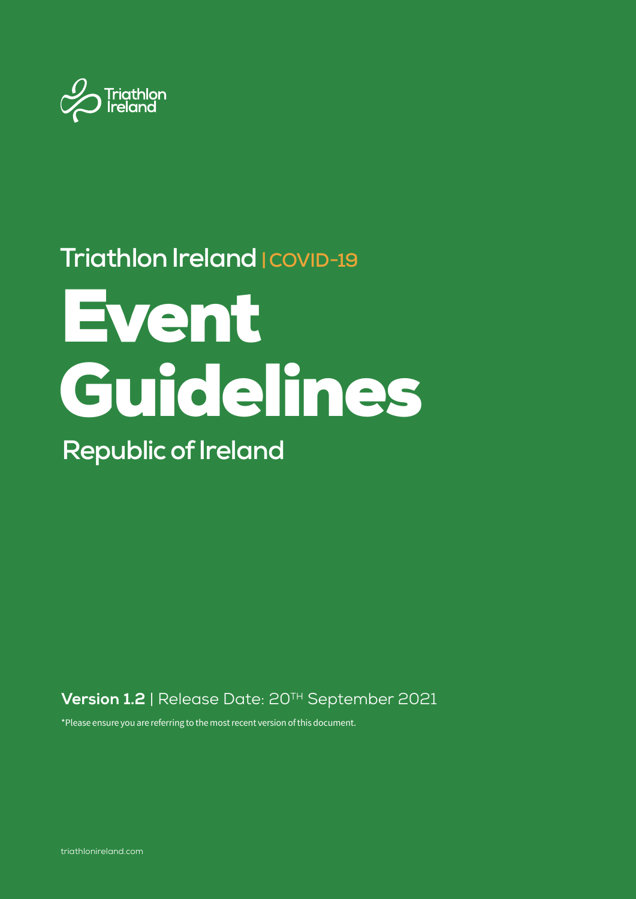Triathlon Ireland

Triathlon Ireland | COVID-19

# Event Guidelines

## Republic of Ireland

**Version 1.2** | Release Date: 20TH September 2021

*Please ensure you are referring to the most recent version of this document.

triathlonireland.com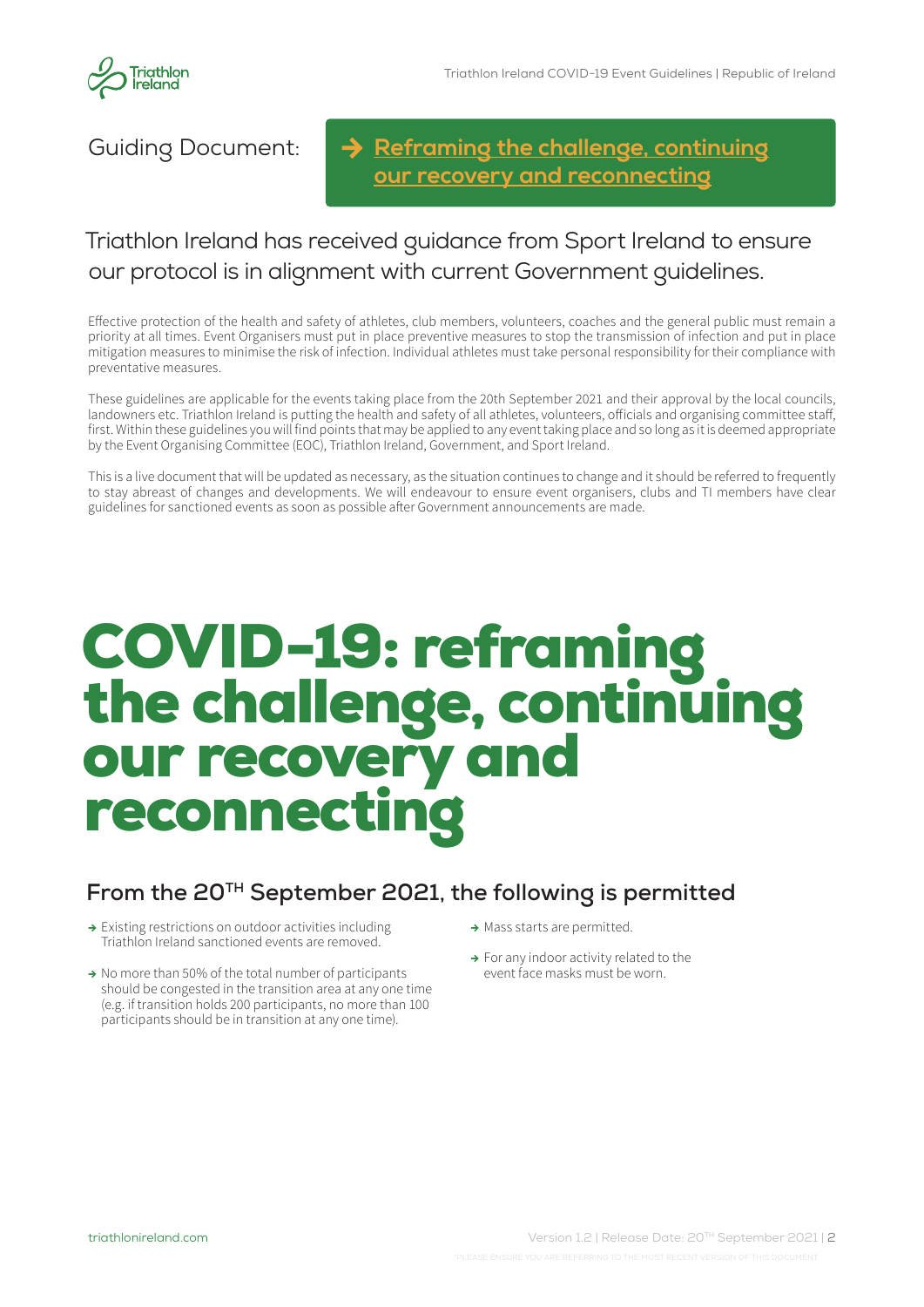Guiding Document: → **Reframing the challenge, continuing our recovery and reconnecting**

Triathlon Ireland has received guidance from Sport Ireland to ensure our protocol is in alignment with current Government guidelines.

Effective protection of the health and safety of athletes, club members, volunteers, coaches and the general public must remain a priority at all times. Event Organisers must put in place preventive measures to stop the transmission of infection and put in place mitigation measures to minimise the risk of infection. Individual athletes must take personal responsibility for their compliance with preventative measures.

These guidelines are applicable for the events taking place from the 20th September 2021 and their approval by the local councils, landowners etc. Triathlon Ireland is putting the health and safety of all athletes, volunteers, officials and organising committee staff, first. Within these guidelines you will find points that may be applied to any event taking place and so long as it is deemed appropriate by the Event Organising Committee (EOC), Triathlon Ireland, Government, and Sport Ireland.

This is a live document that will be updated as necessary, as the situation continues to change and it should be referred to frequently to stay abreast of changes and developments. We will endeavour to ensure event organisers, clubs and TI members have clear guidelines for sanctioned events as soon as possible after Government announcements are made.

# COVID-19: reframing the challenge, continuing our recovery and reconnecting

## From the 20TH September 2021, the following is permitted

- Existing restrictions on outdoor activities including Triathlon Ireland sanctioned events are removed.
- No more than 50% of the total number of participants should be congested in the transition area at any one time (e.g. if transition holds 200 participants, no more than 100 participants should be in transition at any one time).
- Mass starts are permitted.
- For any indoor activity related to the event face masks must be worn.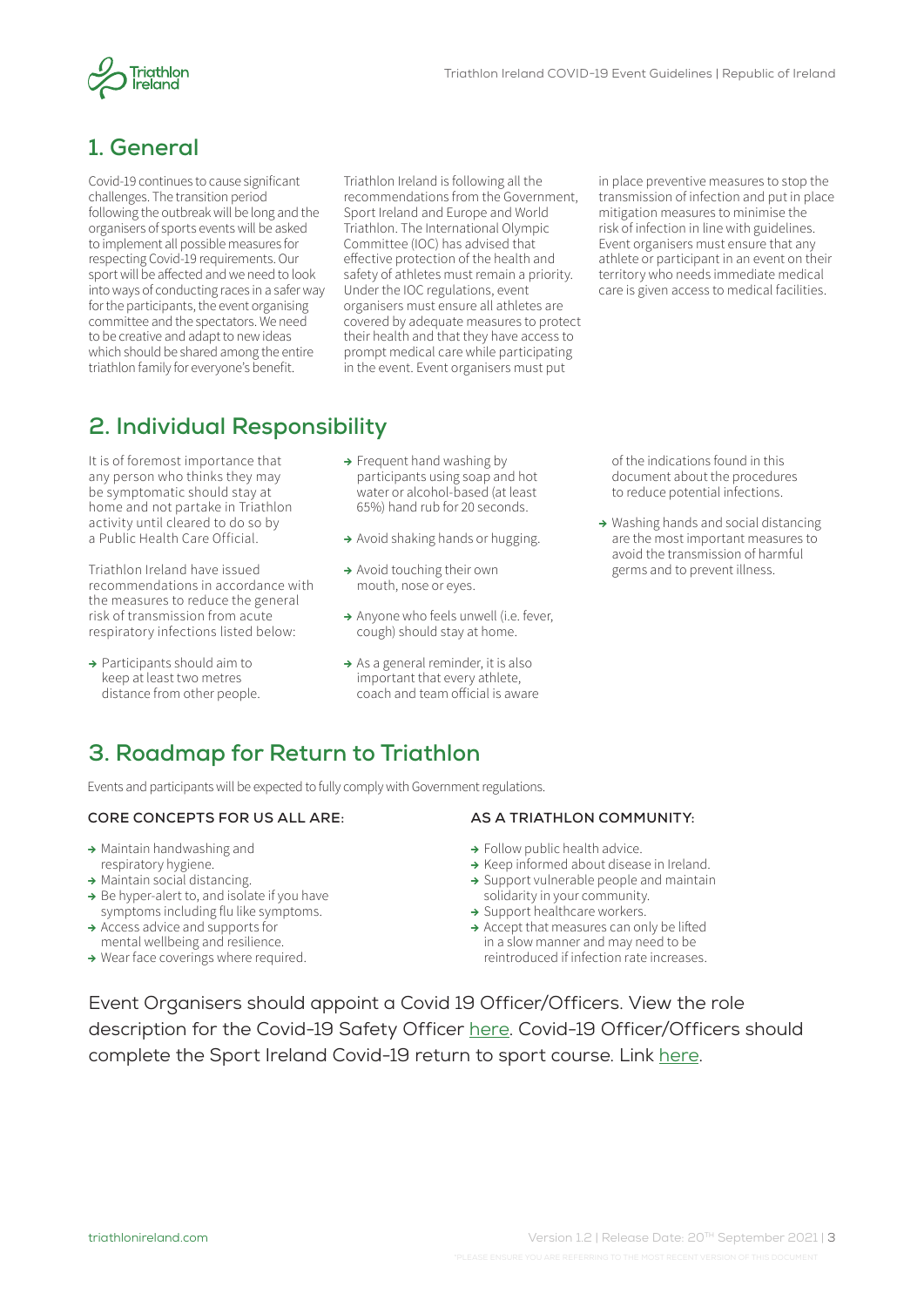## 1. General

Covid-19 continues to cause significant challenges. The transition period following the outbreak will be long and the organisers of sports events will be asked to implement all possible measures for respecting Covid-19 requirements. Our sport will be affected and we need to look into ways of conducting races in a safer way for the participants, the event organising committee and the spectators. We need to be creative and adapt to new ideas which should be shared among the entire triathlon family for everyone's benefit.

Triathlon Ireland is following all the recommendations from the Government, Sport Ireland and Europe and World Triathlon. The International Olympic Committee (IOC) has advised that effective protection of the health and safety of athletes must remain a priority. Under the IOC regulations, event organisers must ensure all athletes are covered by adequate measures to protect their health and that they have access to prompt medical care while participating in the event. Event organisers must put in place preventive measures to stop the transmission of infection and put in place mitigation measures to minimise the risk of infection in line with guidelines. Event organisers must ensure that any athlete or participant in an event on their territory who needs immediate medical care is given access to medical facilities.

## 2. Individual Responsibility

It is of foremost importance that any person who thinks they may be symptomatic should stay at home and not partake in Triathlon activity until cleared to do so by a Public Health Care Official.

Triathlon Ireland have issued recommendations in accordance with the measures to reduce the general risk of transmission from acute respiratory infections listed below:

- Participants should aim to keep at least two metres distance from other people.
- Frequent hand washing by participants using soap and hot water or alcohol-based (at least 65%) hand rub for 20 seconds.
- Avoid shaking hands or hugging.
- Avoid touching their own mouth, nose or eyes.
- Anyone who feels unwell (i.e. fever, cough) should stay at home.
- As a general reminder, it is also important that every athlete, coach and team official is aware of the indications found in this document about the procedures to reduce potential infections.
- Washing hands and social distancing are the most important measures to avoid the transmission of harmful germs and to prevent illness.

## 3. Roadmap for Return to Triathlon

Events and participants will be expected to fully comply with Government regulations.

**CORE CONCEPTS FOR US ALL ARE:**

- Maintain handwashing and respiratory hygiene.
- Maintain social distancing.
- Be hyper-alert to, and isolate if you have symptoms including flu like symptoms.
- Access advice and supports for mental wellbeing and resilience.
- Wear face coverings where required.

**AS A TRIATHLON COMMUNITY:**

- Follow public health advice.
- Keep informed about disease in Ireland.
- Support vulnerable people and maintain solidarity in your community.
- Support healthcare workers.
- Accept that measures can only be lifted in a slow manner and may need to be reintroduced if infection rate increases.

Event Organisers should appoint a Covid 19 Officer/Officers. View the role description for the Covid-19 Safety Officer here. Covid-19 Officer/Officers should complete the Sport Ireland Covid-19 return to sport course. Link here.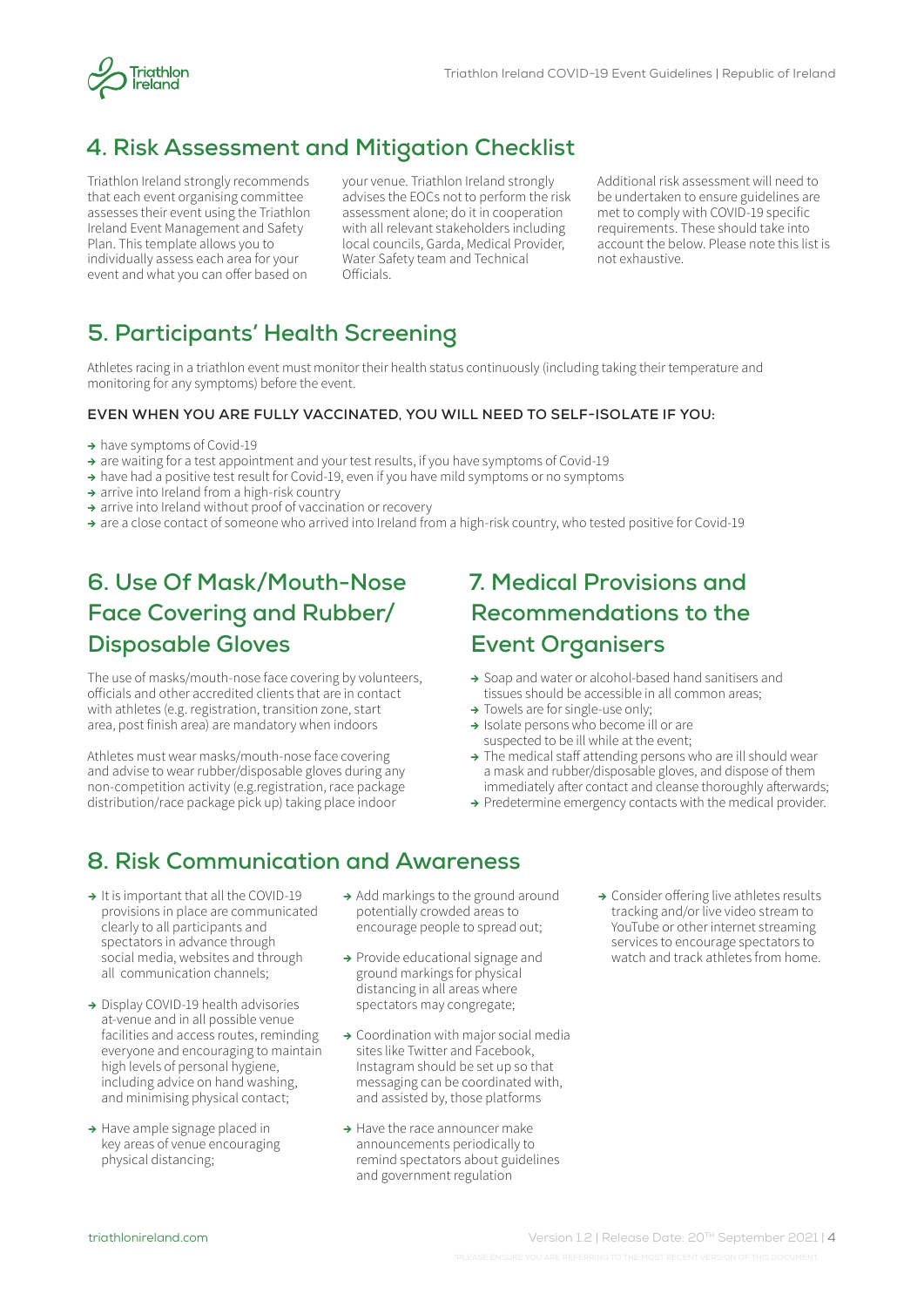## 4. Risk Assessment and Mitigation Checklist

Triathlon Ireland strongly recommends that each event organising committee assesses their event using the Triathlon Ireland Event Management and Safety Plan. This template allows you to individually assess each area for your event and what you can offer based on your venue. Triathlon Ireland strongly advises the EOCs not to perform the risk assessment alone; do it in cooperation with all relevant stakeholders including local councils, Garda, Medical Provider, Water Safety team and Technical Officials.

Additional risk assessment will need to be undertaken to ensure guidelines are met to comply with COVID-19 specific requirements. These should take into account the below. Please note this list is not exhaustive.

## 5. Participants' Health Screening

Athletes racing in a triathlon event must monitor their health status continuously (including taking their temperature and monitoring for any symptoms) before the event.

**EVEN WHEN YOU ARE FULLY VACCINATED, YOU WILL NEED TO SELF-ISOLATE IF YOU:**

- have symptoms of Covid-19
- are waiting for a test appointment and your test results, if you have symptoms of Covid-19
- have had a positive test result for Covid-19, even if you have mild symptoms or no symptoms
- arrive into Ireland from a high-risk country
- arrive into Ireland without proof of vaccination or recovery
- are a close contact of someone who arrived into Ireland from a high-risk country, who tested positive for Covid-19

## 6. Use Of Mask/Mouth-Nose Face Covering and Rubber/ Disposable Gloves

The use of masks/mouth-nose face covering by volunteers, officials and other accredited clients that are in contact with athletes (e.g. registration, transition zone, start area, post finish area) are mandatory when indoors

Athletes must wear masks/mouth-nose face covering and advise to wear rubber/disposable gloves during any non-competition activity (e.g.registration, race package distribution/race package pick up) taking place indoor

## 7. Medical Provisions and Recommendations to the Event Organisers

- Soap and water or alcohol-based hand sanitisers and tissues should be accessible in all common areas;
- Towels are for single-use only;
- Isolate persons who become ill or are suspected to be ill while at the event;
- The medical staff attending persons who are ill should wear a mask and rubber/disposable gloves, and dispose of them immediately after contact and cleanse thoroughly afterwards;
- Predetermine emergency contacts with the medical provider.

## 8. Risk Communication and Awareness

- It is important that all the COVID-19 provisions in place are communicated clearly to all participants and spectators in advance through social media, websites and through all communication channels;
- Display COVID-19 health advisories at-venue and in all possible venue facilities and access routes, reminding everyone and encouraging to maintain high levels of personal hygiene, including advice on hand washing, and minimising physical contact;
- Have ample signage placed in key areas of venue encouraging physical distancing;
- Add markings to the ground around potentially crowded areas to encourage people to spread out;
- Provide educational signage and ground markings for physical distancing in all areas where spectators may congregate;
- Coordination with major social media sites like Twitter and Facebook, Instagram should be set up so that messaging can be coordinated with, and assisted by, those platforms
- Have the race announcer make announcements periodically to remind spectators about guidelines and government regulation
- Consider offering live athletes results tracking and/or live video stream to YouTube or other internet streaming services to encourage spectators to watch and track athletes from home.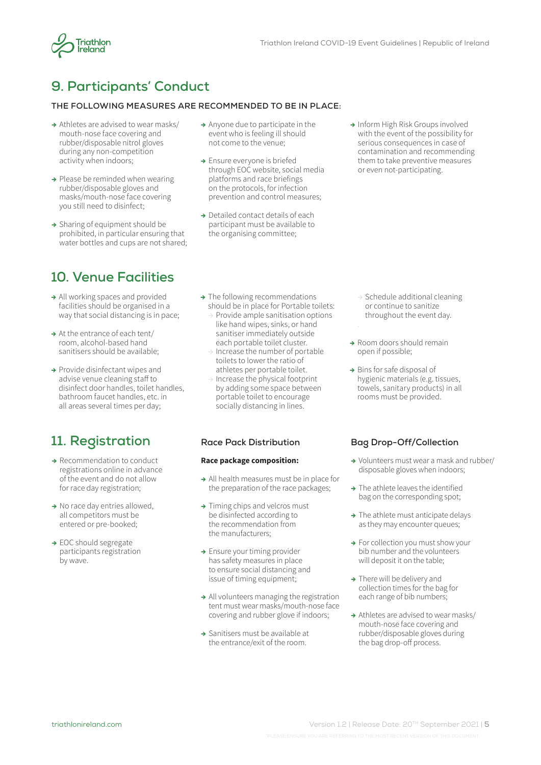## 9. Participants' Conduct

**THE FOLLOWING MEASURES ARE RECOMMENDED TO BE IN PLACE:**

- Athletes are advised to wear masks/ mouth-nose face covering and rubber/disposable nitrol gloves during any non-competition activity when indoors;
- Please be reminded when wearing rubber/disposable gloves and masks/mouth-nose face covering you still need to disinfect;
- Sharing of equipment should be prohibited, in particular ensuring that water bottles and cups are not shared;
- Anyone due to participate in the event who is feeling ill should not come to the venue;
- Ensure everyone is briefed through EOC website, social media platforms and race briefings on the protocols, for infection prevention and control measures;
- Detailed contact details of each participant must be available to the organising committee;
- Inform High Risk Groups involved with the event of the possibility for serious consequences in case of contamination and recommending them to take preventive measures or even not-participating.

## 10. Venue Facilities

- All working spaces and provided facilities should be organised in a way that social distancing is in pace;
- At the entrance of each tent/ room, alcohol-based hand sanitisers should be available;
- Provide disinfectant wipes and advise venue cleaning staff to disinfect door handles, toilet handles, bathroom faucet handles, etc. in all areas several times per day;
- The following recommendations should be in place for Portable toilets:
  - Provide ample sanitisation options like hand wipes, sinks, or hand sanitiser immediately outside each portable toilet cluster.
  - Increase the number of portable toilets to lower the ratio of athletes per portable toilet.
  - Increase the physical footprint by adding some space between portable toilet to encourage socially distancing in lines.
  - Schedule additional cleaning or continue to sanitize throughout the event day.
- Room doors should remain open if possible;
- Bins for safe disposal of hygienic materials (e.g. tissues, towels, sanitary products) in all rooms must be provided.

## 11. Registration

- Recommendation to conduct registrations online in advance of the event and do not allow for race day registration;
- No race day entries allowed, all competitors must be entered or pre-booked;
- EOC should segregate participants registration by wave.

### Race Pack Distribution

**Race package composition:**

- All health measures must be in place for the preparation of the race packages;
- Timing chips and velcros must be disinfected according to the recommendation from the manufacturers;
- Ensure your timing provider has safety measures in place to ensure social distancing and issue of timing equipment;
- All volunteers managing the registration tent must wear masks/mouth-nose face covering and rubber glove if indoors;
- Sanitisers must be available at the entrance/exit of the room.

### Bag Drop-Off/Collection

- Volunteers must wear a mask and rubber/ disposable gloves when indoors;
- The athlete leaves the identified bag on the corresponding spot;
- The athlete must anticipate delays as they may encounter queues;
- For collection you must show your bib number and the volunteers will deposit it on the table;
- There will be delivery and collection times for the bag for each range of bib numbers;
- Athletes are advised to wear masks/ mouth-nose face covering and rubber/disposable gloves during the bag drop-off process.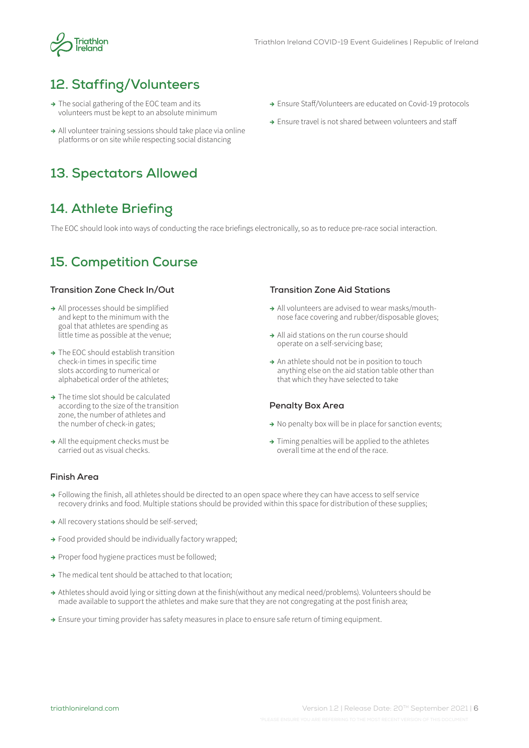## 12. Staffing/Volunteers

- The social gathering of the EOC team and its volunteers must be kept to an absolute minimum
- All volunteer training sessions should take place via online platforms or on site while respecting social distancing
- Ensure Staff/Volunteers are educated on Covid-19 protocols
- Ensure travel is not shared between volunteers and staff

## 13. Spectators Allowed

## 14. Athlete Briefing

The EOC should look into ways of conducting the race briefings electronically, so as to reduce pre-race social interaction.

## 15. Competition Course

### Transition Zone Check In/Out

- All processes should be simplified and kept to the minimum with the goal that athletes are spending as little time as possible at the venue;
- The EOC should establish transition check-in times in specific time slots according to numerical or alphabetical order of the athletes;
- The time slot should be calculated according to the size of the transition zone, the number of athletes and the number of check-in gates;
- All the equipment checks must be carried out as visual checks.

### Transition Zone Aid Stations

- All volunteers are advised to wear masks/mouth-nose face covering and rubber/disposable gloves;
- All aid stations on the run course should operate on a self-servicing base;
- An athlete should not be in position to touch anything else on the aid station table other than that which they have selected to take

### Penalty Box Area

- No penalty box will be in place for sanction events;
- Timing penalties will be applied to the athletes overall time at the end of the race.

### Finish Area

- Following the finish, all athletes should be directed to an open space where they can have access to self service recovery drinks and food. Multiple stations should be provided within this space for distribution of these supplies;
- All recovery stations should be self-served;
- Food provided should be individually factory wrapped;
- Proper food hygiene practices must be followed;
- The medical tent should be attached to that location;
- Athletes should avoid lying or sitting down at the finish(without any medical need/problems). Volunteers should be made available to support the athletes and make sure that they are not congregating at the post finish area;
- Ensure your timing provider has safety measures in place to ensure safe return of timing equipment.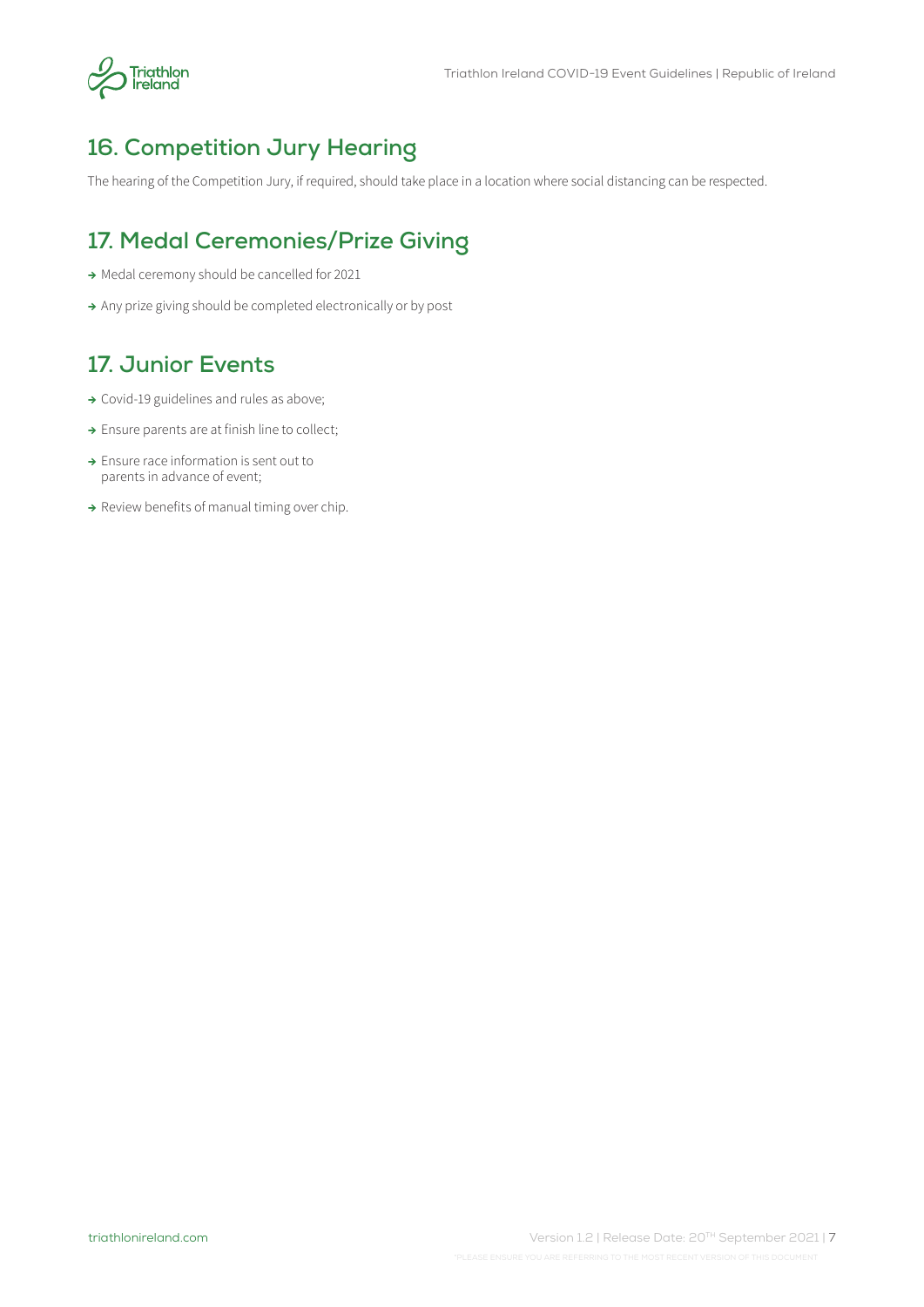## 16. Competition Jury Hearing

The hearing of the Competition Jury, if required, should take place in a location where social distancing can be respected.

## 17. Medal Ceremonies/Prize Giving

- Medal ceremony should be cancelled for 2021
- Any prize giving should be completed electronically or by post

## 17. Junior Events

- Covid-19 guidelines and rules as above;
- Ensure parents are at finish line to collect;
- Ensure race information is sent out to parents in advance of event;
- Review benefits of manual timing over chip.